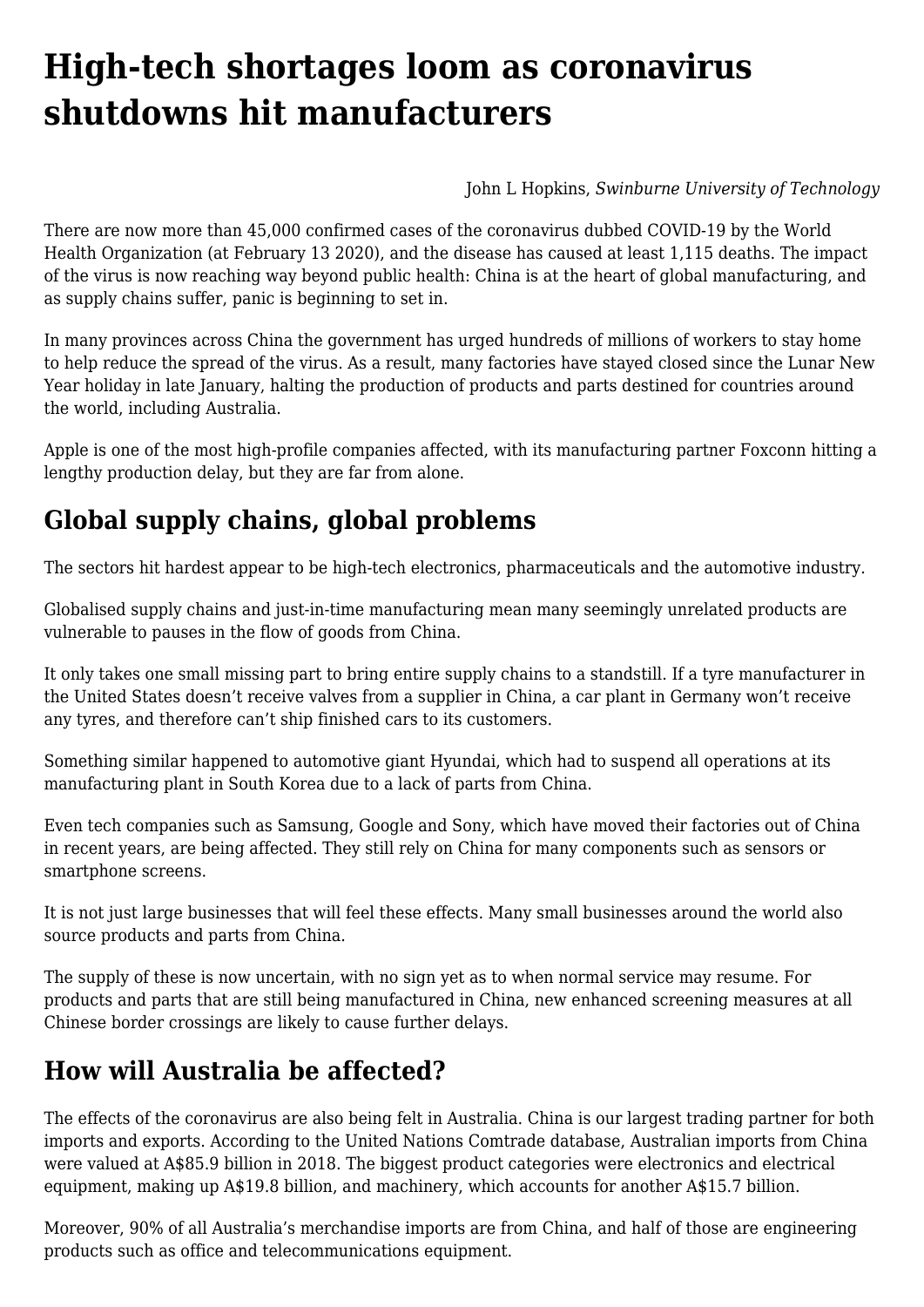# High-tech shortages loom as coronavirus shutdowns hit manufacturers

John L Hopkins, *Swinburne University of Technology*

There are now more than 45,000 confirmed cases of the coronavirus dubbed COVID-19 by the World Health Organization (at February 13 2020), and the disease has caused at least 1,115 deaths. The impact of the virus is now reaching way beyond public health: China is at the heart of global manufacturing, and as supply chains suffer, panic is beginning to set in.

In many provinces across China the government has urged hundreds of millions of workers to stay home to help reduce the spread of the virus. As a result, many factories have stayed closed since the Lunar New Year holiday in late January, halting the production of products and parts destined for countries around the world, including Australia.

Apple is one of the most high-profile companies affected, with its manufacturing partner Foxconn hitting a lengthy production delay, but they are far from alone.

## Global supply chains, global problems

The sectors hit hardest appear to be high-tech electronics, pharmaceuticals and the automotive industry.

Globalised supply chains and just-in-time manufacturing mean many seemingly unrelated products are vulnerable to pauses in the flow of goods from China.

It only takes one small missing part to bring entire supply chains to a standstill. If a tyre manufacturer in the United States doesn't receive valves from a supplier in China, a car plant in Germany won't receive any tyres, and therefore can't ship finished cars to its customers.

Something similar happened to automotive giant Hyundai, which had to suspend all operations at its manufacturing plant in South Korea due to a lack of parts from China.

Even tech companies such as Samsung, Google and Sony, which have moved their factories out of China in recent years, are being affected. They still rely on China for many components such as sensors or smartphone screens.

It is not just large businesses that will feel these effects. Many small businesses around the world also source products and parts from China.

The supply of these is now uncertain, with no sign yet as to when normal service may resume. For products and parts that are still being manufactured in China, new enhanced screening measures at all Chinese border crossings are likely to cause further delays.

## How will Australia be affected?

The effects of the coronavirus are also being felt in Australia. China is our largest trading partner for both imports and exports. According to the United Nations Comtrade database, Australian imports from China were valued at A$85.9 billion in 2018. The biggest product categories were electronics and electrical equipment, making up A$19.8 billion, and machinery, which accounts for another A$15.7 billion.

Moreover, 90% of all Australia's merchandise imports are from China, and half of those are engineering products such as office and telecommunications equipment.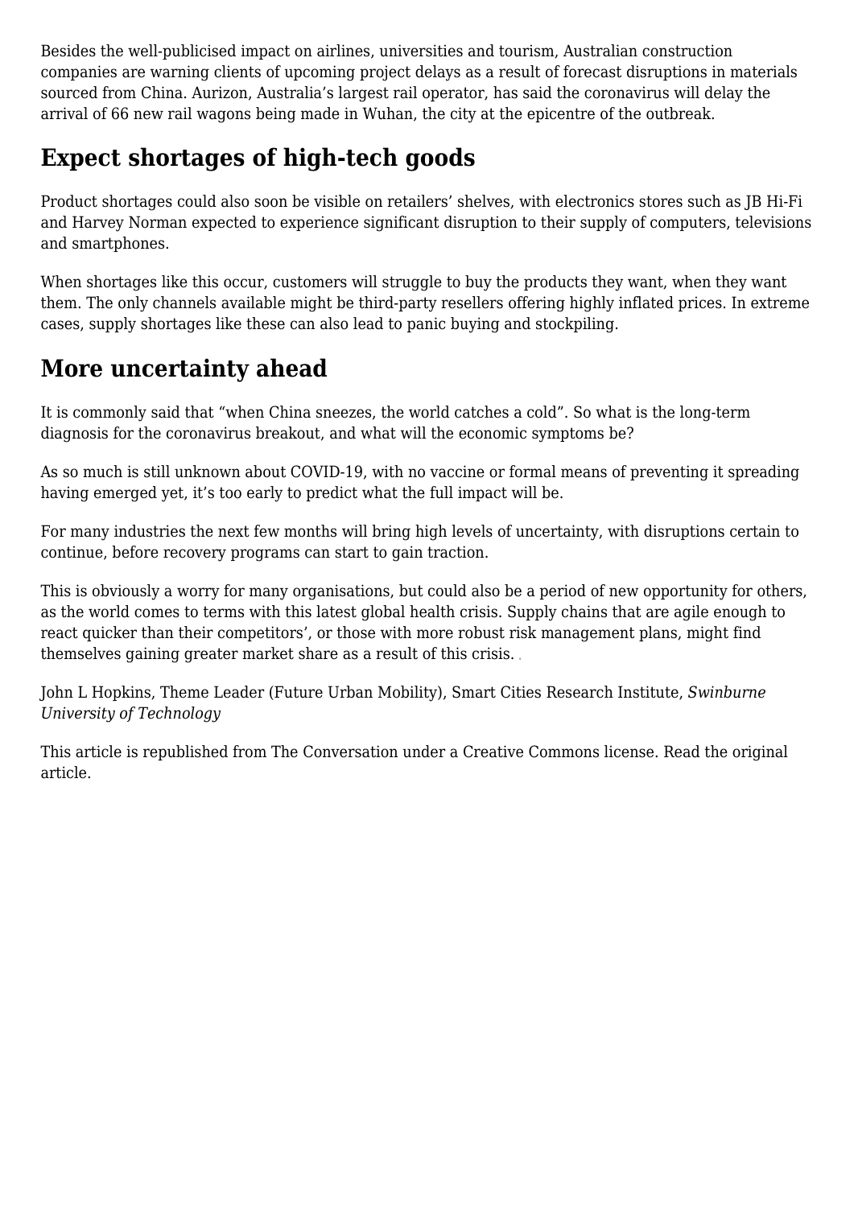Besides the well-publicised impact on airlines, universities and tourism, Australian construction companies are warning clients of upcoming project delays as a result of forecast disruptions in materials sourced from China. Aurizon, Australia's largest rail operator, has said the coronavirus will delay the arrival of 66 new rail wagons being made in Wuhan, the city at the epicentre of the outbreak.

## Expect shortages of high-tech goods

Product shortages could also soon be visible on retailers' shelves, with electronics stores such as JB Hi-Fi and Harvey Norman expected to experience significant disruption to their supply of computers, televisions and smartphones.

When shortages like this occur, customers will struggle to buy the products they want, when they want them. The only channels available might be third-party resellers offering highly inflated prices. In extreme cases, supply shortages like these can also lead to panic buying and stockpiling.

## More uncertainty ahead

It is commonly said that "when China sneezes, the world catches a cold". So what is the long-term diagnosis for the coronavirus breakout, and what will the economic symptoms be?

As so much is still unknown about COVID-19, with no vaccine or formal means of preventing it spreading having emerged yet, it's too early to predict what the full impact will be.

For many industries the next few months will bring high levels of uncertainty, with disruptions certain to continue, before recovery programs can start to gain traction.

This is obviously a worry for many organisations, but could also be a period of new opportunity for others, as the world comes to terms with this latest global health crisis. Supply chains that are agile enough to react quicker than their competitors', or those with more robust risk management plans, might find themselves gaining greater market share as a result of this crisis.

John L Hopkins, Theme Leader (Future Urban Mobility), Smart Cities Research Institute, *Swinburne University of Technology*

This article is republished from The Conversation under a Creative Commons license. Read the original article.